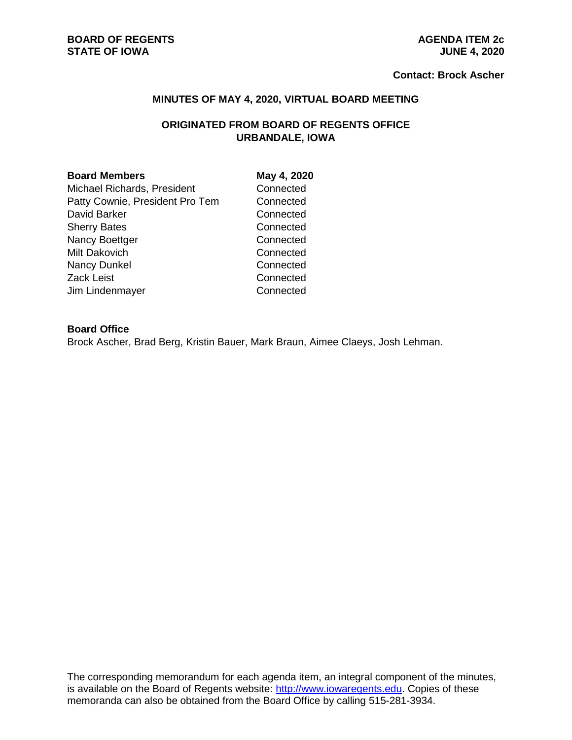**BOARD OF REGENTS**
**STATE OF IOWA**

**AGENDA ITEM 2c**
**JUNE 4, 2020**

**Contact: Brock Ascher**

## MINUTES OF MAY 4, 2020, VIRTUAL BOARD MEETING

### ORIGINATED FROM BOARD OF REGENTS OFFICE
### URBANDALE, IOWA

| Board Members | May 4, 2020 |
|---|---|
| Michael Richards, President | Connected |
| Patty Cownie, President Pro Tem | Connected |
| David Barker | Connected |
| Sherry Bates | Connected |
| Nancy Boettger | Connected |
| Milt Dakovich | Connected |
| Nancy Dunkel | Connected |
| Zack Leist | Connected |
| Jim Lindenmayer | Connected |

**Board Office**
Brock Ascher, Brad Berg, Kristin Bauer, Mark Braun, Aimee Claeys, Josh Lehman.

The corresponding memorandum for each agenda item, an integral component of the minutes, is available on the Board of Regents website: http://www.iowaregents.edu. Copies of these memoranda can also be obtained from the Board Office by calling 515-281-3934.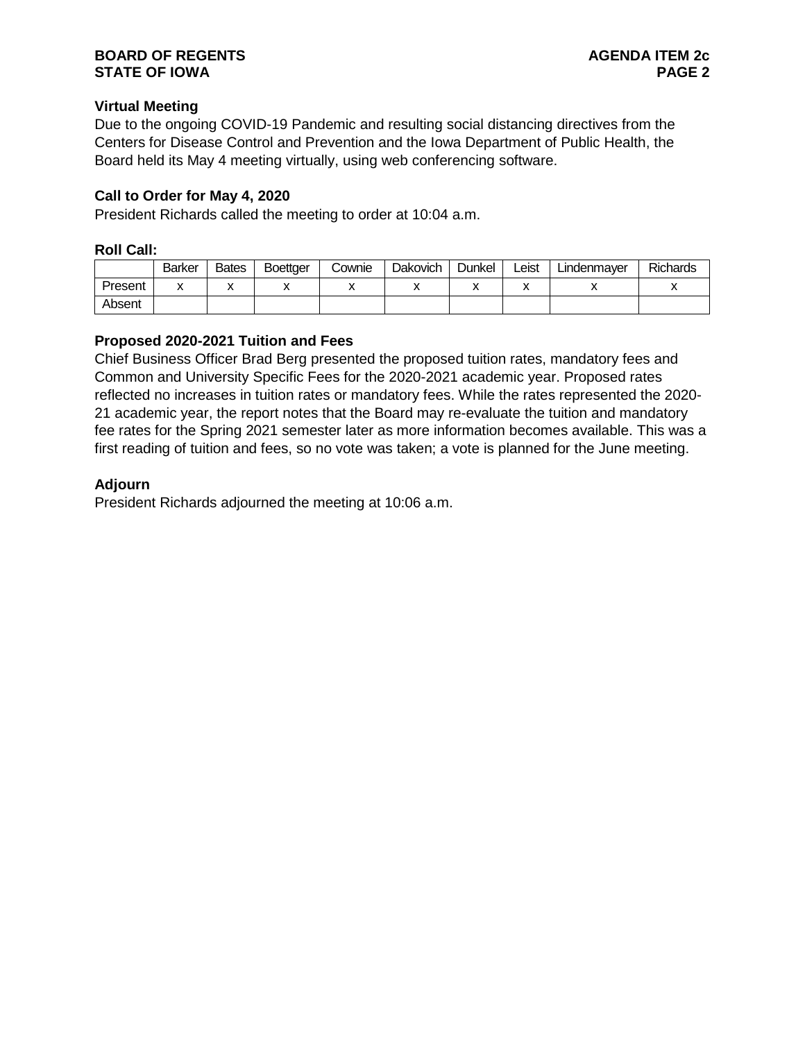### Virtual Meeting

Due to the ongoing COVID-19 Pandemic and resulting social distancing directives from the Centers for Disease Control and Prevention and the Iowa Department of Public Health, the Board held its May 4 meeting virtually, using web conferencing software.

### Call to Order for May 4, 2020

President Richards called the meeting to order at 10:04 a.m.

### Roll Call:

| | Barker | Bates | Boettger | Cownie | Dakovich | Dunkel | Leist | Lindenmayer | Richards |
|---|---|---|---|---|---|---|---|---|---|
| Present | x | x | x | x | x | x | x | x | x |
| Absent | | | | | | | | | |

### Proposed 2020-2021 Tuition and Fees

Chief Business Officer Brad Berg presented the proposed tuition rates, mandatory fees and Common and University Specific Fees for the 2020-2021 academic year. Proposed rates reflected no increases in tuition rates or mandatory fees. While the rates represented the 2020-21 academic year, the report notes that the Board may re-evaluate the tuition and mandatory fee rates for the Spring 2021 semester later as more information becomes available. This was a first reading of tuition and fees, so no vote was taken; a vote is planned for the June meeting.

### Adjourn

President Richards adjourned the meeting at 10:06 a.m.